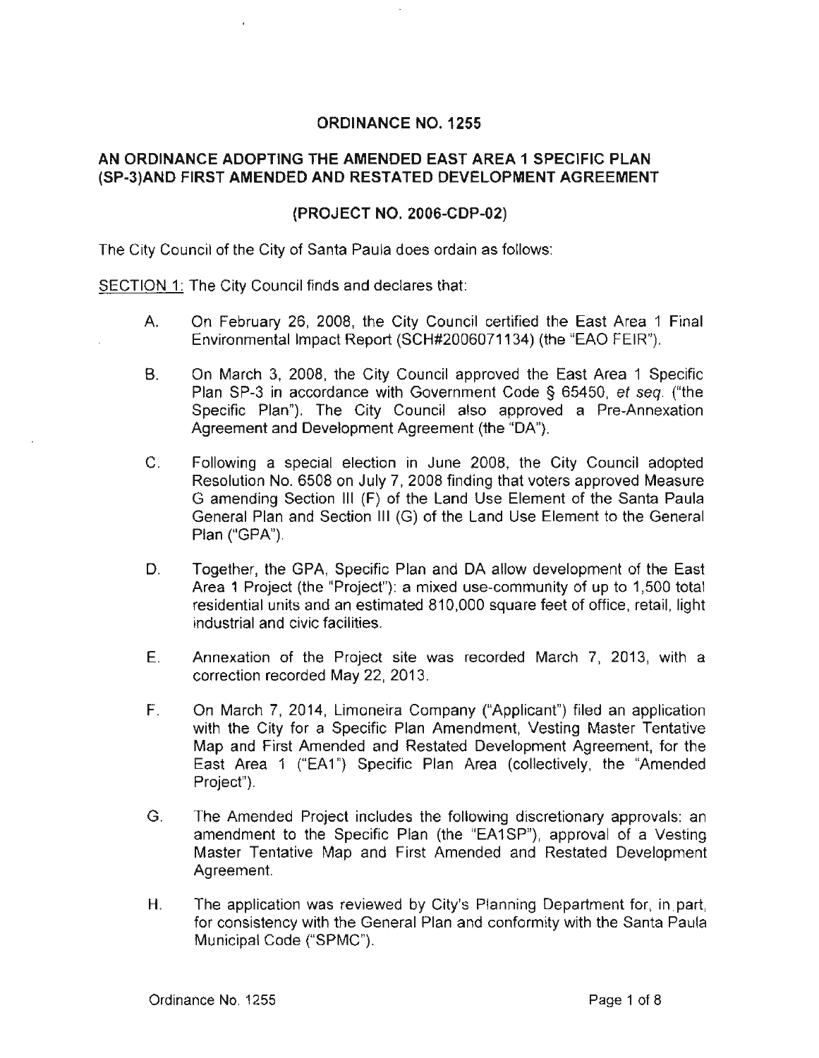# ORDINANCE NO. 1255

## AN ORDINANCE ADOPTING THE AMENDED EAST AREA 1 SPECIFIC PLAN (SP-3)AND FIRST AMENDED AND RESTATED DEVELOPMENT AGREEMENT

### (PROJECT NO. 2006-CDP-02)

The City Council of the City of Santa Paula does ordain as follows:

SECTION 1: The City Council finds and declares that:

A. On February 26, 2008, the City Council certified the East Area 1 Final Environmental Impact Report (SCH#2006071134) (the "EAO FEIR").

B. On March 3, 2008, the City Council approved the East Area 1 Specific Plan SP-3 in accordance with Government Code § 65450, *et seq.* ("the Specific Plan"). The City Council also approved a Pre-Annexation Agreement and Development Agreement (the "DA").

C. Following a special election in June 2008, the City Council adopted Resolution No. 6508 on July 7, 2008 finding that voters approved Measure G amending Section III (F) of the Land Use Element of the Santa Paula General Plan and Section III (G) of the Land Use Element to the General Plan ("GPA").

D. Together, the GPA, Specific Plan and DA allow development of the East Area 1 Project (the "Project"): a mixed use-community of up to 1,500 total residential units and an estimated 810,000 square feet of office, retail, light industrial and civic facilities.

E. Annexation of the Project site was recorded March 7, 2013, with a correction recorded May 22, 2013.

F. On March 7, 2014, Limoneira Company ("Applicant") filed an application with the City for a Specific Plan Amendment, Vesting Master Tentative Map and First Amended and Restated Development Agreement, for the East Area 1 ("EA1") Specific Plan Area (collectively, the "Amended Project").

G. The Amended Project includes the following discretionary approvals: an amendment to the Specific Plan (the "EA1SP"), approval of a Vesting Master Tentative Map and First Amended and Restated Development Agreement.

H. The application was reviewed by City's Planning Department for, in part, for consistency with the General Plan and conformity with the Santa Paula Municipal Code ("SPMC").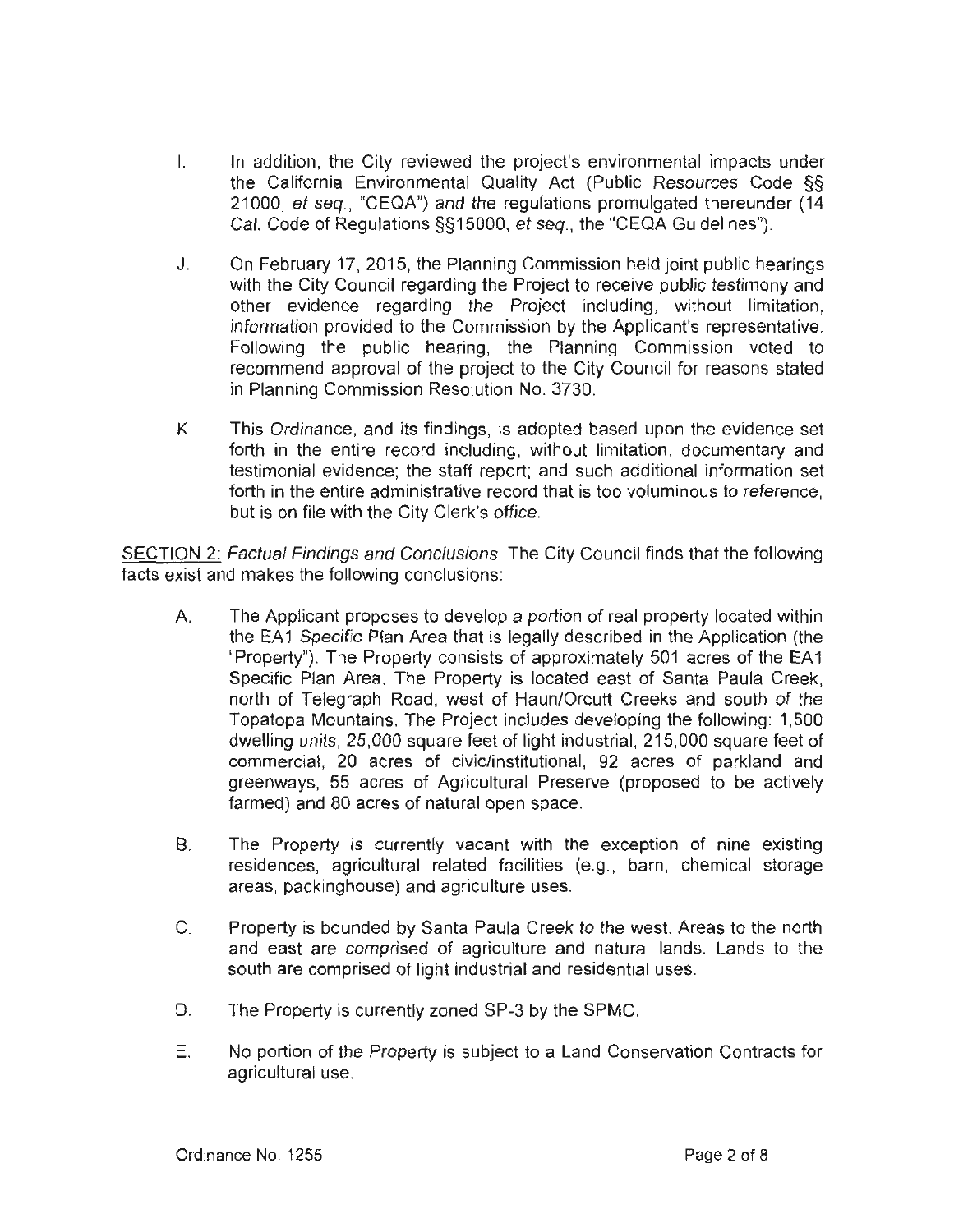I. In addition, the City reviewed the project's environmental impacts under the California Environmental Quality Act (Public Resources Code §§ 21000, *et seq.*, "CEQA") and the regulations promulgated thereunder (14 Cal. Code of Regulations §§15000, *et seq.*, the "CEQA Guidelines").

J. On February 17, 2015, the Planning Commission held joint public hearings with the City Council regarding the Project to receive public testimony and other evidence regarding the Project including, without limitation, information provided to the Commission by the Applicant's representative. Following the public hearing, the Planning Commission voted to recommend approval of the project to the City Council for reasons stated in Planning Commission Resolution No. 3730.

K. This Ordinance, and its findings, is adopted based upon the evidence set forth in the entire record including, without limitation, documentary and testimonial evidence; the staff report; and such additional information set forth in the entire administrative record that is too voluminous to reference, but is on file with the City Clerk's office.

<u>SECTION 2:</u> *Factual Findings and Conclusions.* The City Council finds that the following facts exist and makes the following conclusions:

A. The Applicant proposes to develop a portion of real property located within the EA1 Specific Plan Area that is legally described in the Application (the "Property"). The Property consists of approximately 501 acres of the EA1 Specific Plan Area. The Property is located east of Santa Paula Creek, north of Telegraph Road, west of Haun/Orcutt Creeks and south of the Topatopa Mountains. The Project includes developing the following: 1,500 dwelling units, 25,000 square feet of light industrial, 215,000 square feet of commercial, 20 acres of civic/institutional, 92 acres of parkland and greenways, 55 acres of Agricultural Preserve (proposed to be actively farmed) and 80 acres of natural open space.

B. The Property is currently vacant with the exception of nine existing residences, agricultural related facilities (e.g., barn, chemical storage areas, packinghouse) and agriculture uses.

C. Property is bounded by Santa Paula Creek to the west. Areas to the north and east are comprised of agriculture and natural lands. Lands to the south are comprised of light industrial and residential uses.

D. The Property is currently zoned SP-3 by the SPMC.

E. No portion of the Property is subject to a Land Conservation Contracts for agricultural use.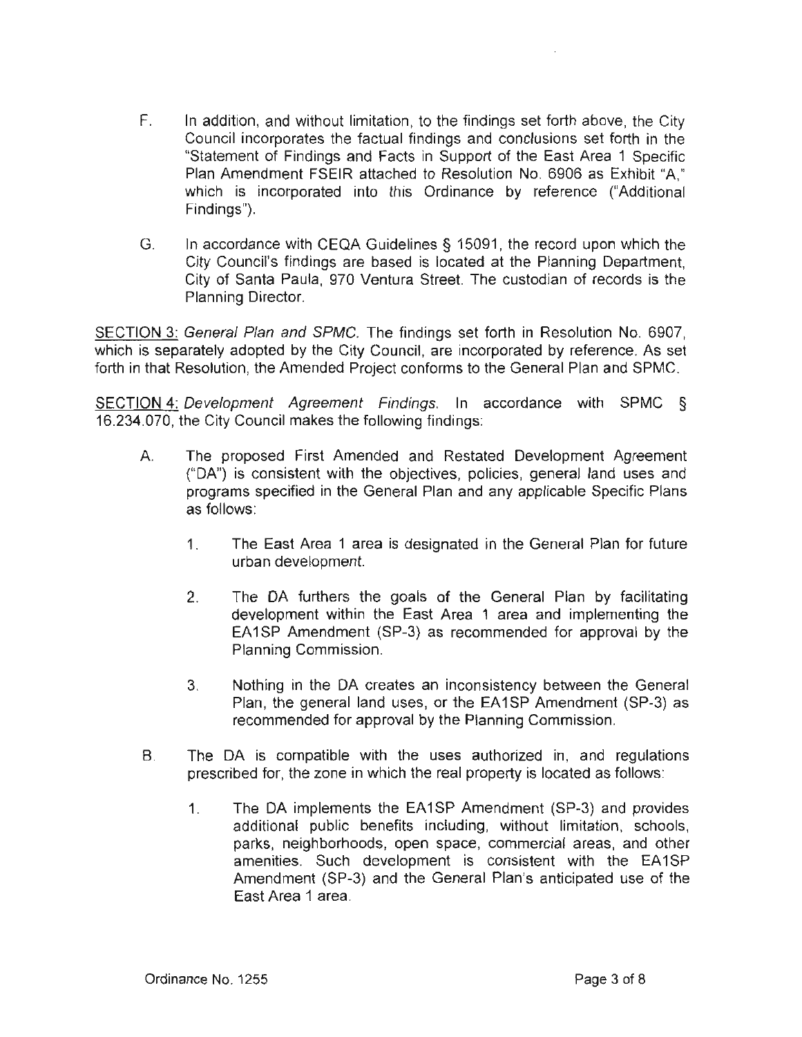F. In addition, and without limitation, to the findings set forth above, the City Council incorporates the factual findings and conclusions set forth in the "Statement of Findings and Facts in Support of the East Area 1 Specific Plan Amendment FSEIR attached to Resolution No. 6906 as Exhibit "A," which is incorporated into this Ordinance by reference ("Additional Findings").

G. In accordance with CEQA Guidelines § 15091, the record upon which the City Council's findings are based is located at the Planning Department, City of Santa Paula, 970 Ventura Street. The custodian of records is the Planning Director.

<u>SECTION 3:</u> *General Plan and SPMC.* The findings set forth in Resolution No. 6907, which is separately adopted by the City Council, are incorporated by reference. As set forth in that Resolution, the Amended Project conforms to the General Plan and SPMC.

<u>SECTION 4:</u> *Development Agreement Findings.* In accordance with SPMC § 16.234.070, the City Council makes the following findings:

A. The proposed First Amended and Restated Development Agreement ("DA") is consistent with the objectives, policies, general land uses and programs specified in the General Plan and any applicable Specific Plans as follows:

1. The East Area 1 area is designated in the General Plan for future urban development.

2. The DA furthers the goals of the General Plan by facilitating development within the East Area 1 area and implementing the EA1SP Amendment (SP-3) as recommended for approval by the Planning Commission.

3. Nothing in the DA creates an inconsistency between the General Plan, the general land uses, or the EA1SP Amendment (SP-3) as recommended for approval by the Planning Commission.

B. The DA is compatible with the uses authorized in, and regulations prescribed for, the zone in which the real property is located as follows:

1. The DA implements the EA1SP Amendment (SP-3) and provides additional public benefits including, without limitation, schools, parks, neighborhoods, open space, commercial areas, and other amenities. Such development is consistent with the EA1SP Amendment (SP-3) and the General Plan's anticipated use of the East Area 1 area.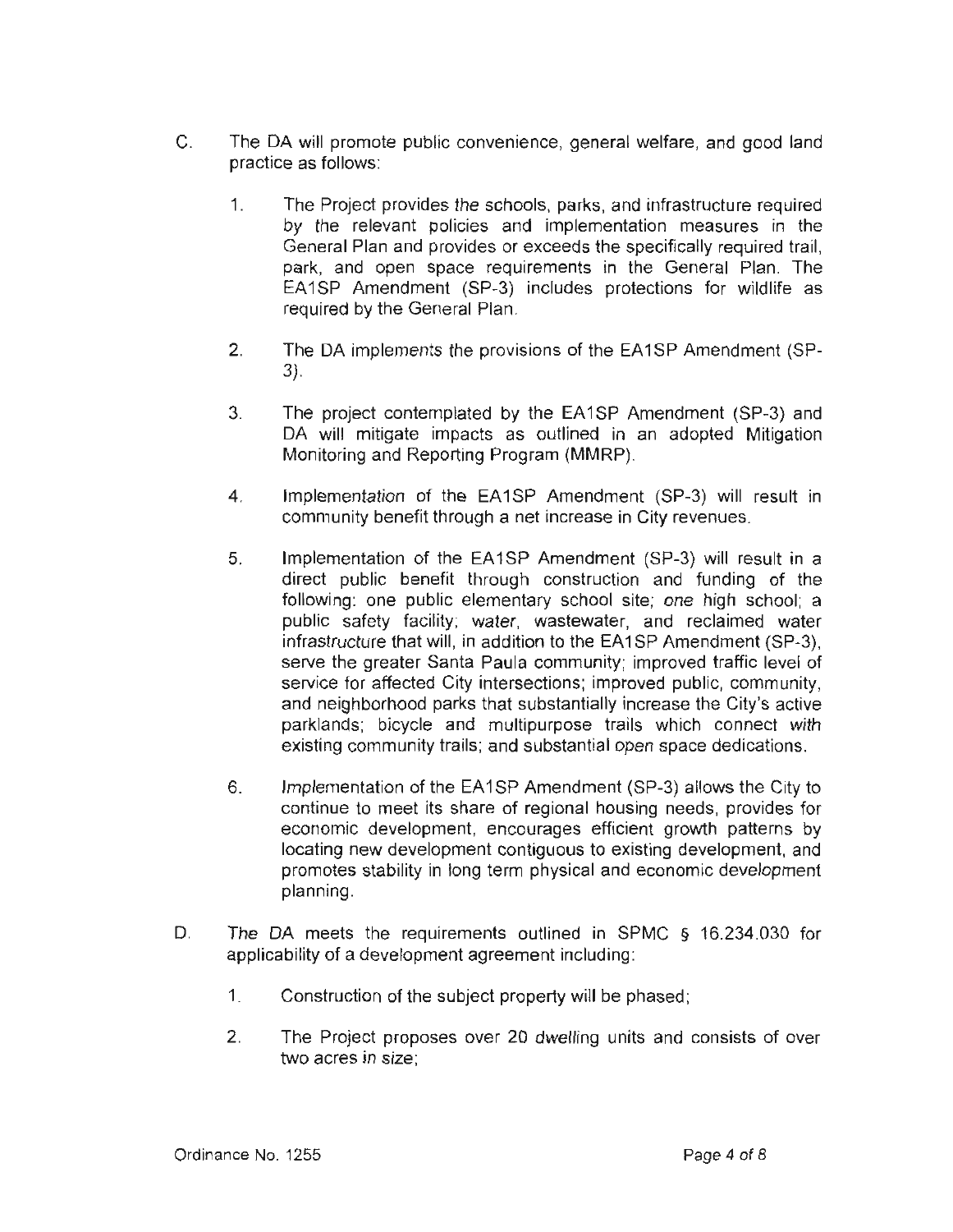C. The DA will promote public convenience, general welfare, and good land practice as follows:

  1. The Project provides the schools, parks, and infrastructure required by the relevant policies and implementation measures in the General Plan and provides or exceeds the specifically required trail, park, and open space requirements in the General Plan. The EA1SP Amendment (SP-3) includes protections for wildlife as required by the General Plan.

  2. The DA implements the provisions of the EA1SP Amendment (SP-3).

  3. The project contemplated by the EA1SP Amendment (SP-3) and DA will mitigate impacts as outlined in an adopted Mitigation Monitoring and Reporting Program (MMRP).

  4. Implementation of the EA1SP Amendment (SP-3) will result in community benefit through a net increase in City revenues.

  5. Implementation of the EA1SP Amendment (SP-3) will result in a direct public benefit through construction and funding of the following: one public elementary school site; one high school; a public safety facility; water, wastewater, and reclaimed water infrastructure that will, in addition to the EA1SP Amendment (SP-3), serve the greater Santa Paula community; improved traffic level of service for affected City intersections; improved public, community, and neighborhood parks that substantially increase the City's active parklands; bicycle and multipurpose trails which connect with existing community trails; and substantial open space dedications.

  6. Implementation of the EA1SP Amendment (SP-3) allows the City to continue to meet its share of regional housing needs, provides for economic development, encourages efficient growth patterns by locating new development contiguous to existing development, and promotes stability in long term physical and economic development planning.

D. The DA meets the requirements outlined in SPMC § 16.234.030 for applicability of a development agreement including:

  1. Construction of the subject property will be phased;

  2. The Project proposes over 20 dwelling units and consists of over two acres in size;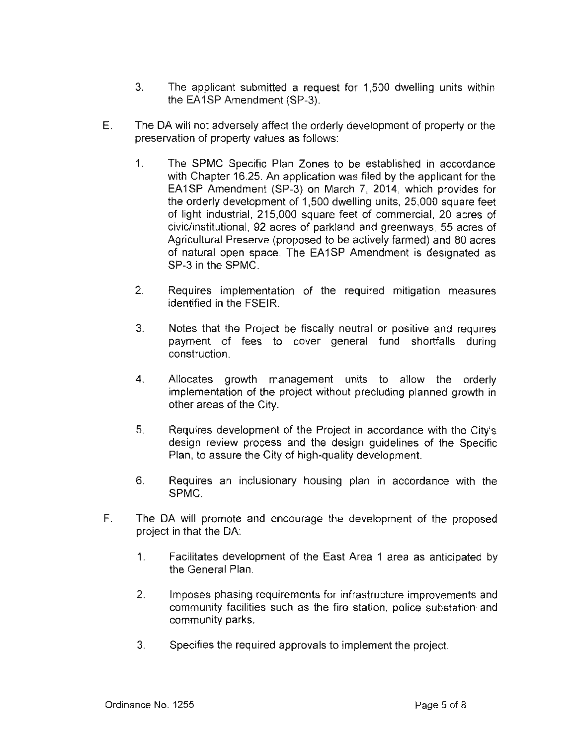3. The applicant submitted a request for 1,500 dwelling units within the EA1SP Amendment (SP-3).

E. The DA will not adversely affect the orderly development of property or the preservation of property values as follows:

   1. The SPMC Specific Plan Zones to be established in accordance with Chapter 16.25. An application was filed by the applicant for the EA1SP Amendment (SP-3) on March 7, 2014, which provides for the orderly development of 1,500 dwelling units, 25,000 square feet of light industrial, 215,000 square feet of commercial, 20 acres of civic/institutional, 92 acres of parkland and greenways, 55 acres of Agricultural Preserve (proposed to be actively farmed) and 80 acres of natural open space. The EA1SP Amendment is designated as SP-3 in the SPMC.

   2. Requires implementation of the required mitigation measures identified in the FSEIR.

   3. Notes that the Project be fiscally neutral or positive and requires payment of fees to cover general fund shortfalls during construction.

   4. Allocates growth management units to allow the orderly implementation of the project without precluding planned growth in other areas of the City.

   5. Requires development of the Project in accordance with the City's design review process and the design guidelines of the Specific Plan, to assure the City of high-quality development.

   6. Requires an inclusionary housing plan in accordance with the SPMC.

F. The DA will promote and encourage the development of the proposed project in that the DA:

   1. Facilitates development of the East Area 1 area as anticipated by the General Plan.

   2. Imposes phasing requirements for infrastructure improvements and community facilities such as the fire station, police substation and community parks.

   3. Specifies the required approvals to implement the project.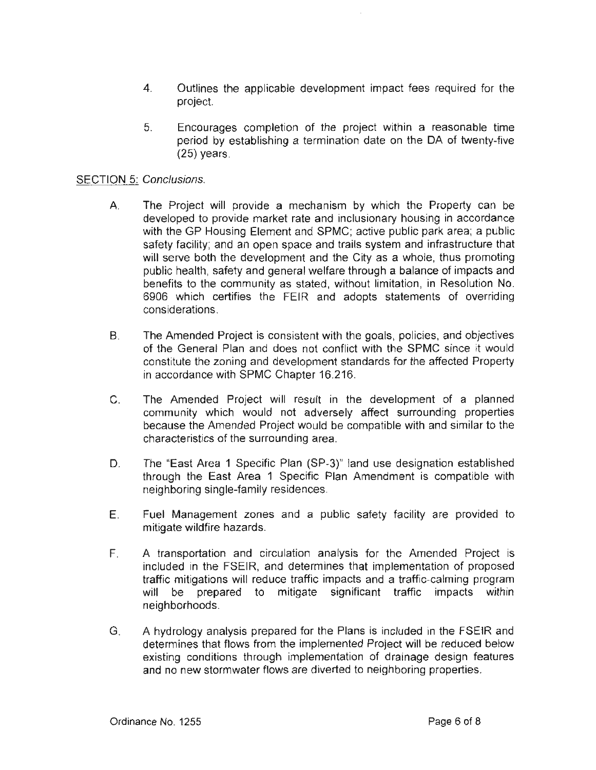4. Outlines the applicable development impact fees required for the project.

5. Encourages completion of the project within a reasonable time period by establishing a termination date on the DA of twenty-five (25) years.

SECTION 5: *Conclusions.*

A. The Project will provide a mechanism by which the Property can be developed to provide market rate and inclusionary housing in accordance with the GP Housing Element and SPMC; active public park area; a public safety facility; and an open space and trails system and infrastructure that will serve both the development and the City as a whole, thus promoting public health, safety and general welfare through a balance of impacts and benefits to the community as stated, without limitation, in Resolution No. 6906 which certifies the FEIR and adopts statements of overriding considerations.

B. The Amended Project is consistent with the goals, policies, and objectives of the General Plan and does not conflict with the SPMC since it would constitute the zoning and development standards for the affected Property in accordance with SPMC Chapter 16.216.

C. The Amended Project will result in the development of a planned community which would not adversely affect surrounding properties because the Amended Project would be compatible with and similar to the characteristics of the surrounding area.

D. The "East Area 1 Specific Plan (SP-3)" land use designation established through the East Area 1 Specific Plan Amendment is compatible with neighboring single-family residences.

E. Fuel Management zones and a public safety facility are provided to mitigate wildfire hazards.

F. A transportation and circulation analysis for the Amended Project is included in the FSEIR, and determines that implementation of proposed traffic mitigations will reduce traffic impacts and a traffic-calming program will be prepared to mitigate significant traffic impacts within neighborhoods.

G. A hydrology analysis prepared for the Plans is included in the FSEIR and determines that flows from the implemented Project will be reduced below existing conditions through implementation of drainage design features and no new stormwater flows are diverted to neighboring properties.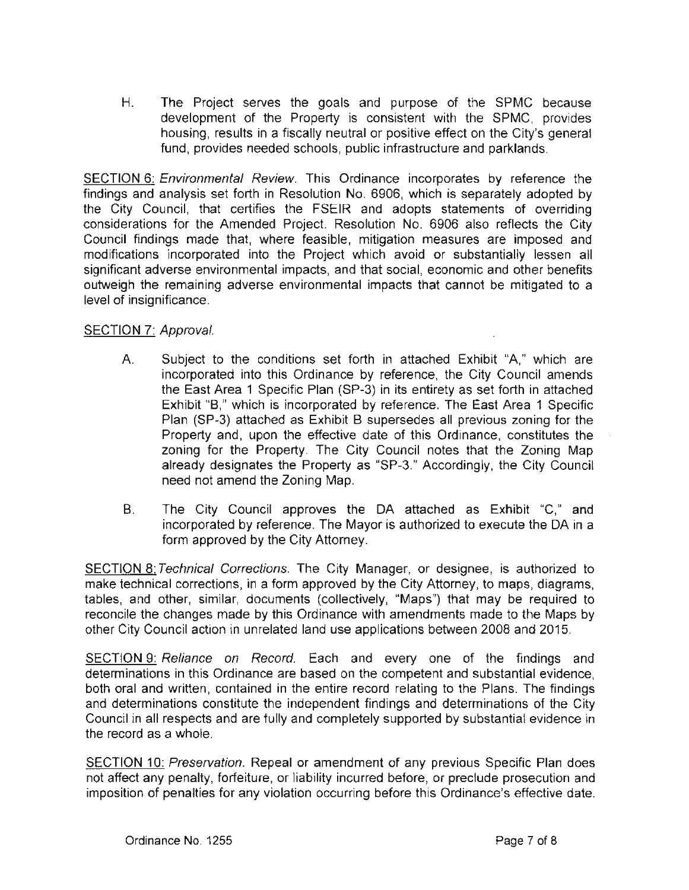H. The Project serves the goals and purpose of the SPMC because development of the Property is consistent with the SPMC, provides housing, results in a fiscally neutral or positive effect on the City's general fund, provides needed schools, public infrastructure and parklands.

<u>SECTION 6:</u> *Environmental Review.* This Ordinance incorporates by reference the findings and analysis set forth in Resolution No. 6906, which is separately adopted by the City Council, that certifies the FSEIR and adopts statements of overriding considerations for the Amended Project. Resolution No. 6906 also reflects the City Council findings made that, where feasible, mitigation measures are imposed and modifications incorporated into the Project which avoid or substantially lessen all significant adverse environmental impacts, and that social, economic and other benefits outweigh the remaining adverse environmental impacts that cannot be mitigated to a level of insignificance.

<u>SECTION 7:</u> *Approval.*

A. Subject to the conditions set forth in attached Exhibit "A," which are incorporated into this Ordinance by reference, the City Council amends the East Area 1 Specific Plan (SP-3) in its entirety as set forth in attached Exhibit "B," which is incorporated by reference. The East Area 1 Specific Plan (SP-3) attached as Exhibit B supersedes all previous zoning for the Property and, upon the effective date of this Ordinance, constitutes the zoning for the Property. The City Council notes that the Zoning Map already designates the Property as "SP-3." Accordingly, the City Council need not amend the Zoning Map.

B. The City Council approves the DA attached as Exhibit "C," and incorporated by reference. The Mayor is authorized to execute the DA in a form approved by the City Attorney.

<u>SECTION 8:</u> *Technical Corrections.* The City Manager, or designee, is authorized to make technical corrections, in a form approved by the City Attorney, to maps, diagrams, tables, and other, similar, documents (collectively, "Maps") that may be required to reconcile the changes made by this Ordinance with amendments made to the Maps by other City Council action in unrelated land use applications between 2008 and 2015.

<u>SECTION 9:</u> *Reliance on Record.* Each and every one of the findings and determinations in this Ordinance are based on the competent and substantial evidence, both oral and written, contained in the entire record relating to the Plans. The findings and determinations constitute the independent findings and determinations of the City Council in all respects and are fully and completely supported by substantial evidence in the record as a whole.

<u>SECTION 10:</u> *Preservation.* Repeal or amendment of any previous Specific Plan does not affect any penalty, forfeiture, or liability incurred before, or preclude prosecution and imposition of penalties for any violation occurring before this Ordinance's effective date.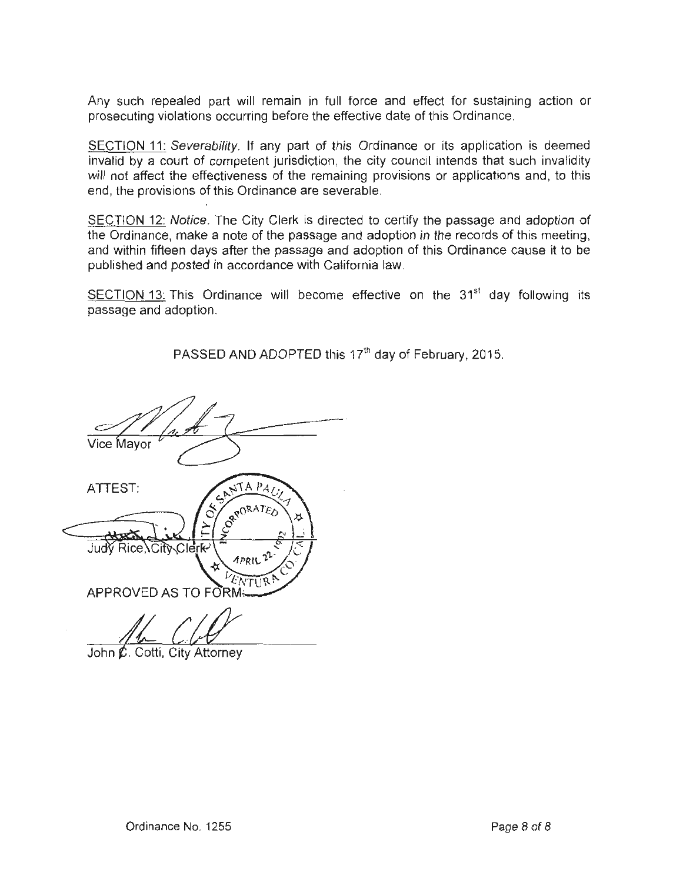Any such repealed part will remain in full force and effect for sustaining action or prosecuting violations occurring before the effective date of this Ordinance.

SECTION 11: *Severability*. If any part of this Ordinance or its application is deemed invalid by a court of competent jurisdiction, the city council intends that such invalidity will not affect the effectiveness of the remaining provisions or applications and, to this end, the provisions of this Ordinance are severable.

SECTION 12: *Notice*. The City Clerk is directed to certify the passage and adoption of the Ordinance, make a note of the passage and adoption in the records of this meeting, and within fifteen days after the passage and adoption of this Ordinance cause it to be published and posted in accordance with California law.

SECTION 13: This Ordinance will become effective on the 31st day following its passage and adoption.

PASSED AND ADOPTED this 17th day of February, 2015.

Vice Mayor

ATTEST:

Judy Rice, City Clerk

APPROVED AS TO FORM:

John C. Cotti, City Attorney